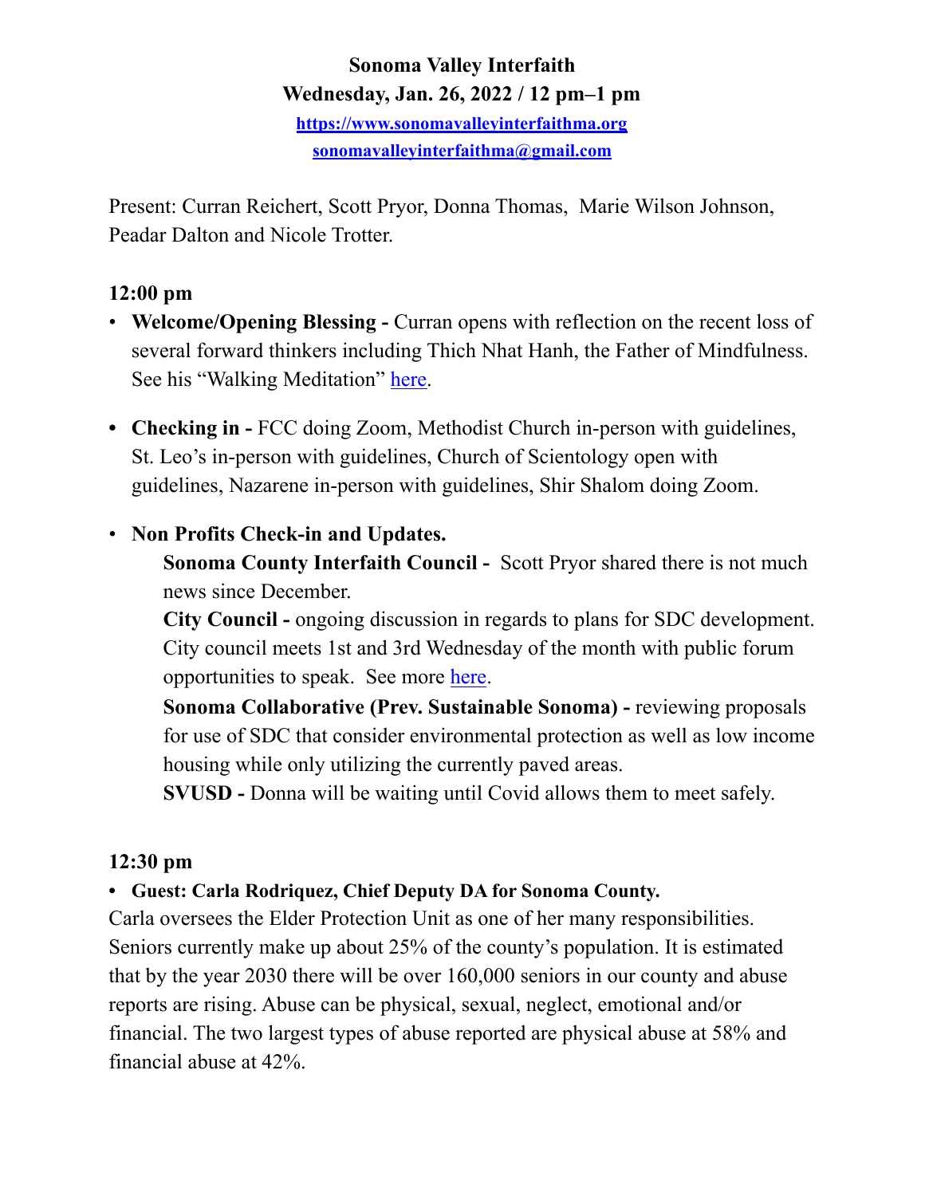**Sonoma Valley Interfaith**
**Wednesday, Jan. 26, 2022 / 12 pm–1 pm**
[https://www.sonomavalleyinterfaithma.org](https://www.sonomavalleyinterfaithma.org)
[sonomavalleyinterfaithma@gmail.com](mailto:sonomavalleyinterfaithma@gmail.com)

Present: Curran Reichert, Scott Pryor, Donna Thomas, Marie Wilson Johnson, Peadar Dalton and Nicole Trotter.

## 12:00 pm

- **Welcome/Opening Blessing -** Curran opens with reflection on the recent loss of several forward thinkers including Thich Nhat Hanh, the Father of Mindfulness. See his "Walking Meditation" here.

- **Checking in -** FCC doing Zoom, Methodist Church in-person with guidelines, St. Leo's in-person with guidelines, Church of Scientology open with guidelines, Nazarene in-person with guidelines, Shir Shalom doing Zoom.

- **Non Profits Check-in and Updates.**

  **Sonoma County Interfaith Council -** Scott Pryor shared there is not much news since December.

  **City Council -** ongoing discussion in regards to plans for SDC development. City council meets 1st and 3rd Wednesday of the month with public forum opportunities to speak. See more here.

  **Sonoma Collaborative (Prev. Sustainable Sonoma) -** reviewing proposals for use of SDC that consider environmental protection as well as low income housing while only utilizing the currently paved areas.

  **SVUSD -** Donna will be waiting until Covid allows them to meet safely.

## 12:30 pm

- **Guest: Carla Rodriquez, Chief Deputy DA for Sonoma County.**

Carla oversees the Elder Protection Unit as one of her many responsibilities. Seniors currently make up about 25% of the county's population. It is estimated that by the year 2030 there will be over 160,000 seniors in our county and abuse reports are rising. Abuse can be physical, sexual, neglect, emotional and/or financial. The two largest types of abuse reported are physical abuse at 58% and financial abuse at 42%.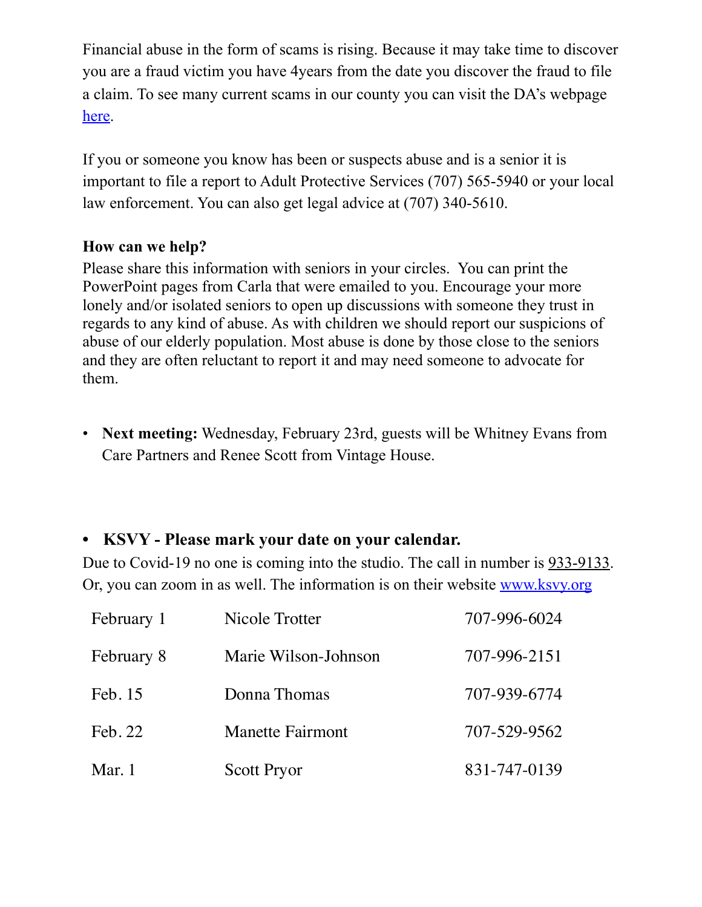Financial abuse in the form of scams is rising. Because it may take time to discover you are a fraud victim you have 4years from the date you discover the fraud to file a claim. To see many current scams in our county you can visit the DA's webpage here.

If you or someone you know has been or suspects abuse and is a senior it is important to file a report to Adult Protective Services (707) 565-5940 or your local law enforcement. You can also get legal advice at (707) 340-5610.

**How can we help?**

Please share this information with seniors in your circles. You can print the PowerPoint pages from Carla that were emailed to you. Encourage your more lonely and/or isolated seniors to open up discussions with someone they trust in regards to any kind of abuse. As with children we should report our suspicions of abuse of our elderly population. Most abuse is done by those close to the seniors and they are often reluctant to report it and may need someone to advocate for them.

- **Next meeting:** Wednesday, February 23rd, guests will be Whitney Evans from Care Partners and Renee Scott from Vintage House.

- **KSVY - Please mark your date on your calendar.**

Due to Covid-19 no one is coming into the studio. The call in number is 933-9133. Or, you can zoom in as well. The information is on their website www.ksvy.org

| | | |
|---|---|---|
| February 1 | Nicole Trotter | 707-996-6024 |
| February 8 | Marie Wilson-Johnson | 707-996-2151 |
| Feb. 15 | Donna Thomas | 707-939-6774 |
| Feb. 22 | Manette Fairmont | 707-529-9562 |
| Mar. 1 | Scott Pryor | 831-747-0139 |